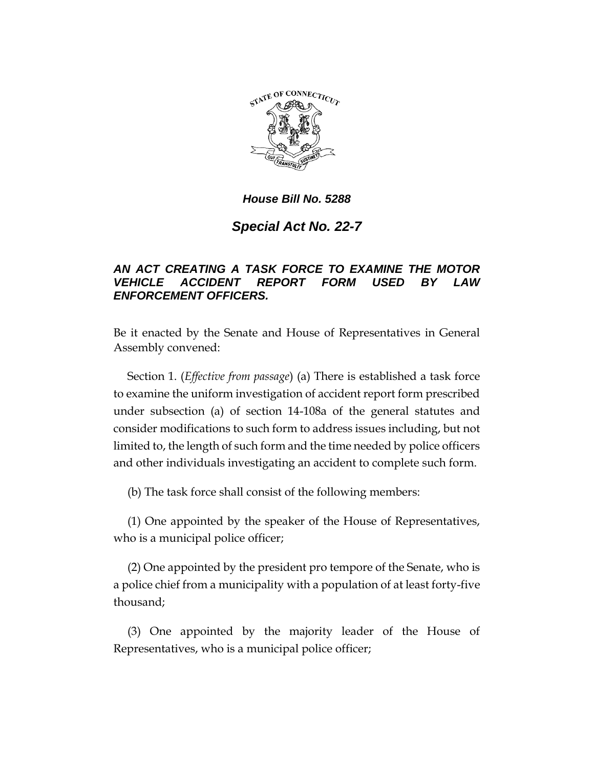***House Bill No. 5288***

## ***Special Act No. 22-7***

### ***AN ACT CREATING A TASK FORCE TO EXAMINE THE MOTOR VEHICLE ACCIDENT REPORT FORM USED BY LAW ENFORCEMENT OFFICERS.***

Be it enacted by the Senate and House of Representatives in General Assembly convened:

Section 1. (*Effective from passage*) (a) There is established a task force to examine the uniform investigation of accident report form prescribed under subsection (a) of section 14-108a of the general statutes and consider modifications to such form to address issues including, but not limited to, the length of such form and the time needed by police officers and other individuals investigating an accident to complete such form.

(b) The task force shall consist of the following members:

(1) One appointed by the speaker of the House of Representatives, who is a municipal police officer;

(2) One appointed by the president pro tempore of the Senate, who is a police chief from a municipality with a population of at least forty-five thousand;

(3) One appointed by the majority leader of the House of Representatives, who is a municipal police officer;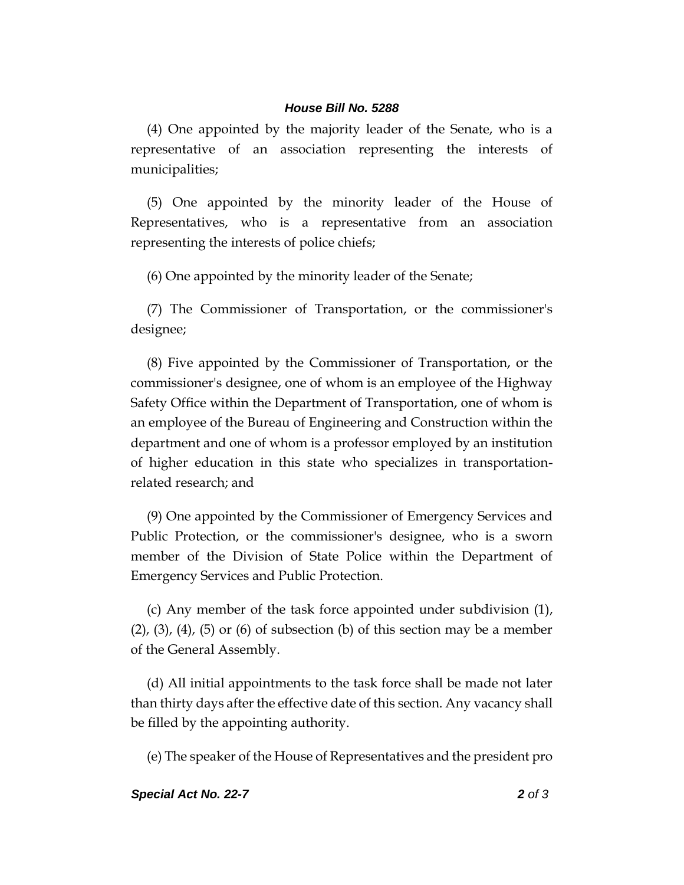(4) One appointed by the majority leader of the Senate, who is a representative of an association representing the interests of municipalities;

(5) One appointed by the minority leader of the House of Representatives, who is a representative from an association representing the interests of police chiefs;

(6) One appointed by the minority leader of the Senate;

(7) The Commissioner of Transportation, or the commissioner's designee;

(8) Five appointed by the Commissioner of Transportation, or the commissioner's designee, one of whom is an employee of the Highway Safety Office within the Department of Transportation, one of whom is an employee of the Bureau of Engineering and Construction within the department and one of whom is a professor employed by an institution of higher education in this state who specializes in transportation-related research; and

(9) One appointed by the Commissioner of Emergency Services and Public Protection, or the commissioner's designee, who is a sworn member of the Division of State Police within the Department of Emergency Services and Public Protection.

(c) Any member of the task force appointed under subdivision (1), (2), (3), (4), (5) or (6) of subsection (b) of this section may be a member of the General Assembly.

(d) All initial appointments to the task force shall be made not later than thirty days after the effective date of this section. Any vacancy shall be filled by the appointing authority.

(e) The speaker of the House of Representatives and the president pro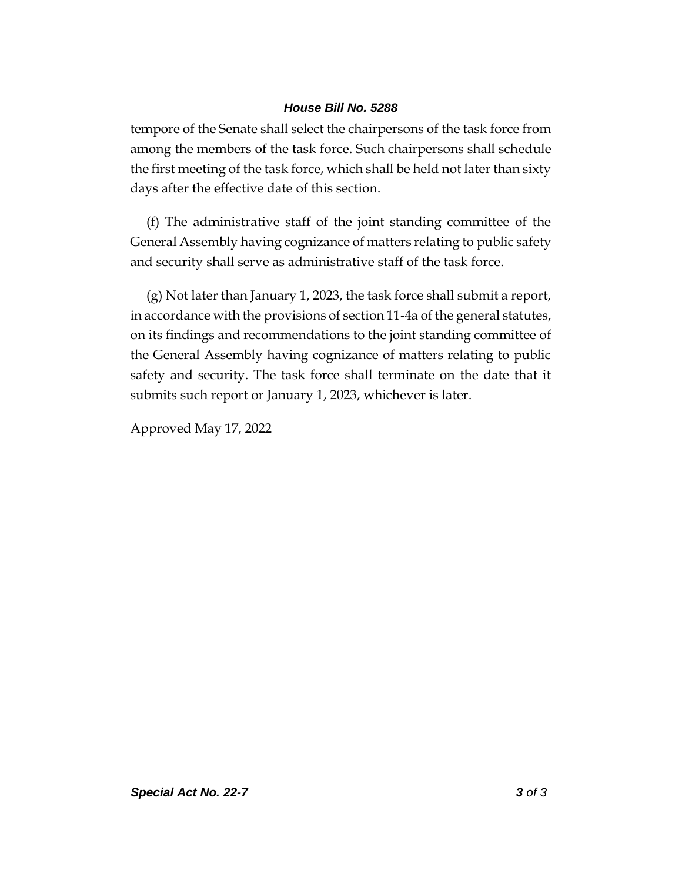tempore of the Senate shall select the chairpersons of the task force from among the members of the task force. Such chairpersons shall schedule the first meeting of the task force, which shall be held not later than sixty days after the effective date of this section.

(f) The administrative staff of the joint standing committee of the General Assembly having cognizance of matters relating to public safety and security shall serve as administrative staff of the task force.

(g) Not later than January 1, 2023, the task force shall submit a report, in accordance with the provisions of section 11-4a of the general statutes, on its findings and recommendations to the joint standing committee of the General Assembly having cognizance of matters relating to public safety and security. The task force shall terminate on the date that it submits such report or January 1, 2023, whichever is later.

Approved May 17, 2022